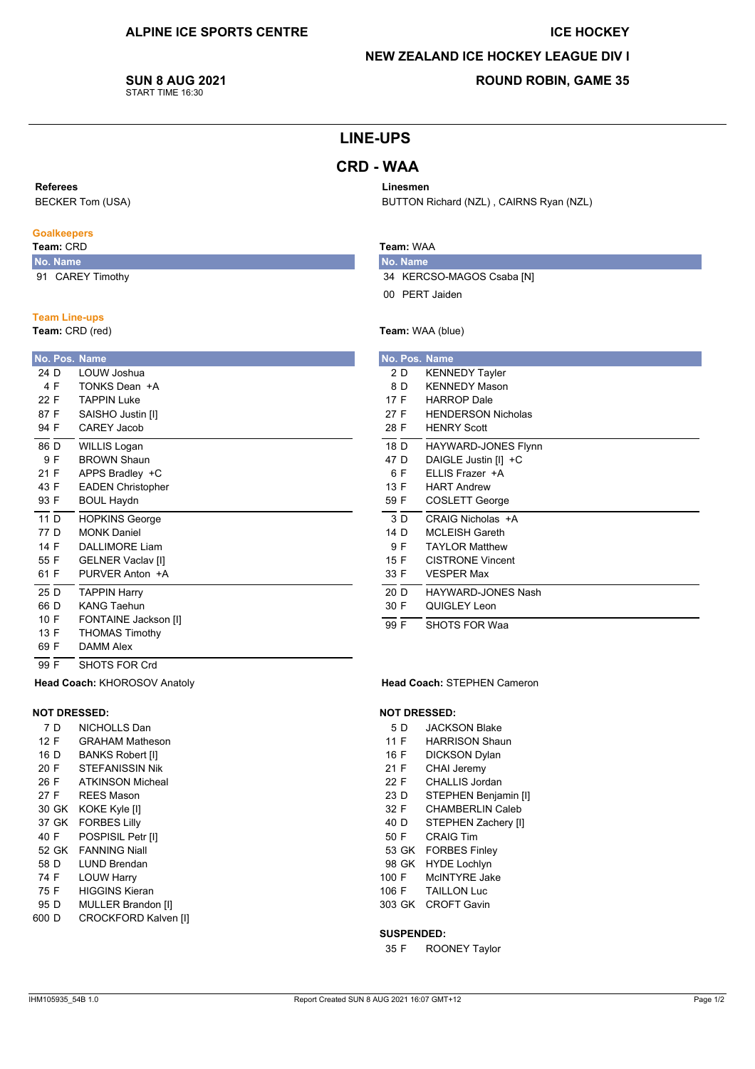ALPINE ICE SPORTS CENTRE

**SUN 8 AUG 2021**
START TIME 16:30

ICE HOCKEY

NEW ZEALAND ICE HOCKEY LEAGUE DIV I

ROUND ROBIN, GAME 35

# LINE-UPS

## CRD - WAA

**Referees**
BECKER Tom (USA)

**Linesmen**
BUTTON Richard (NZL) , CAIRNS Ryan (NZL)

### Goalkeepers

**Team:** CRD

| No. | Name |
|---|---|
| 91 | CAREY Timothy |

**Team:** WAA

| No. | Name |
|---|---|
| 34 | KERCSO-MAGOS Csaba [N] |
| 00 | PERT Jaiden |

### Team Line-ups

**Team:** CRD (red)

| No. | Pos. | Name |
|---|---|---|
| 24 | D | LOUW Joshua |
| 4 | F | TONKS Dean +A |
| 22 | F | TAPPIN Luke |
| 87 | F | SAISHO Justin [I] |
| 94 | F | CAREY Jacob |
| 86 | D | WILLIS Logan |
| 9 | F | BROWN Shaun |
| 21 | F | APPS Bradley +C |
| 43 | F | EADEN Christopher |
| 93 | F | BOUL Haydn |
| 11 | D | HOPKINS George |
| 77 | D | MONK Daniel |
| 14 | F | DALLIMORE Liam |
| 55 | F | GELNER Vaclav [I] |
| 61 | F | PURVER Anton +A |
| 25 | D | TAPPIN Harry |
| 66 | D | KANG Taehun |
| 10 | F | FONTAINE Jackson [I] |
| 13 | F | THOMAS Timothy |
| 69 | F | DAMM Alex |
| 99 | F | SHOTS FOR Crd |

**Head Coach:** KHOROSOV Anatoly

**NOT DRESSED:**

| No. | Pos. | Name |
|---|---|---|
| 7 | D | NICHOLLS Dan |
| 12 | F | GRAHAM Matheson |
| 16 | D | BANKS Robert [I] |
| 20 | F | STEFANISSIN Nik |
| 26 | F | ATKINSON Micheal |
| 27 | F | REES Mason |
| 30 | GK | KOKE Kyle [I] |
| 37 | GK | FORBES Lilly |
| 40 | F | POSPISIL Petr [I] |
| 52 | GK | FANNING Niall |
| 58 | D | LUND Brendan |
| 74 | F | LOUW Harry |
| 75 | F | HIGGINS Kieran |
| 95 | D | MULLER Brandon [I] |
| 600 | D | CROCKFORD Kalven [I] |

**Team:** WAA (blue)

| No. | Pos. | Name |
|---|---|---|
| 2 | D | KENNEDY Tayler |
| 8 | D | KENNEDY Mason |
| 17 | F | HARROP Dale |
| 27 | F | HENDERSON Nicholas |
| 28 | F | HENRY Scott |
| 18 | D | HAYWARD-JONES Flynn |
| 47 | D | DAIGLE Justin [I] +C |
| 6 | F | ELLIS Frazer +A |
| 13 | F | HART Andrew |
| 59 | F | COSLETT George |
| 3 | D | CRAIG Nicholas +A |
| 14 | D | MCLEISH Gareth |
| 9 | F | TAYLOR Matthew |
| 15 | F | CISTRONE Vincent |
| 33 | F | VESPER Max |
| 20 | D | HAYWARD-JONES Nash |
| 30 | F | QUIGLEY Leon |
| 99 | F | SHOTS FOR Waa |

**Head Coach:** STEPHEN Cameron

**NOT DRESSED:**

| No. | Pos. | Name |
|---|---|---|
| 5 | D | JACKSON Blake |
| 11 | F | HARRISON Shaun |
| 16 | F | DICKSON Dylan |
| 21 | F | CHAI Jeremy |
| 22 | F | CHALLIS Jordan |
| 23 | D | STEPHEN Benjamin [I] |
| 32 | F | CHAMBERLIN Caleb |
| 40 | D | STEPHEN Zachery [I] |
| 50 | F | CRAIG Tim |
| 53 | GK | FORBES Finley |
| 98 | GK | HYDE Lochlyn |
| 100 | F | McINTYRE Jake |
| 106 | F | TAILLON Luc |
| 303 | GK | CROFT Gavin |

**SUSPENDED:**

| No. | Pos. | Name |
|---|---|---|
| 35 | F | ROONEY Taylor |

IHM105935_54B 1.0 — Report Created SUN 8 AUG 2021 16:07 GMT+12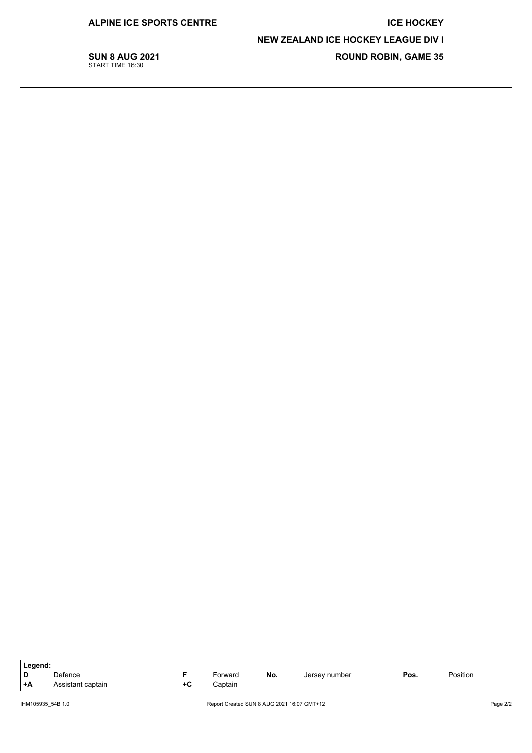**Legend:**

| | | | | | | | |
|---|---|---|---|---|---|---|---|
| **D** | Defence | **F** | Forward | **No.** | Jersey number | **Pos.** | Position |
| **+A** | Assistant captain | **+C** | Captain | | | | |